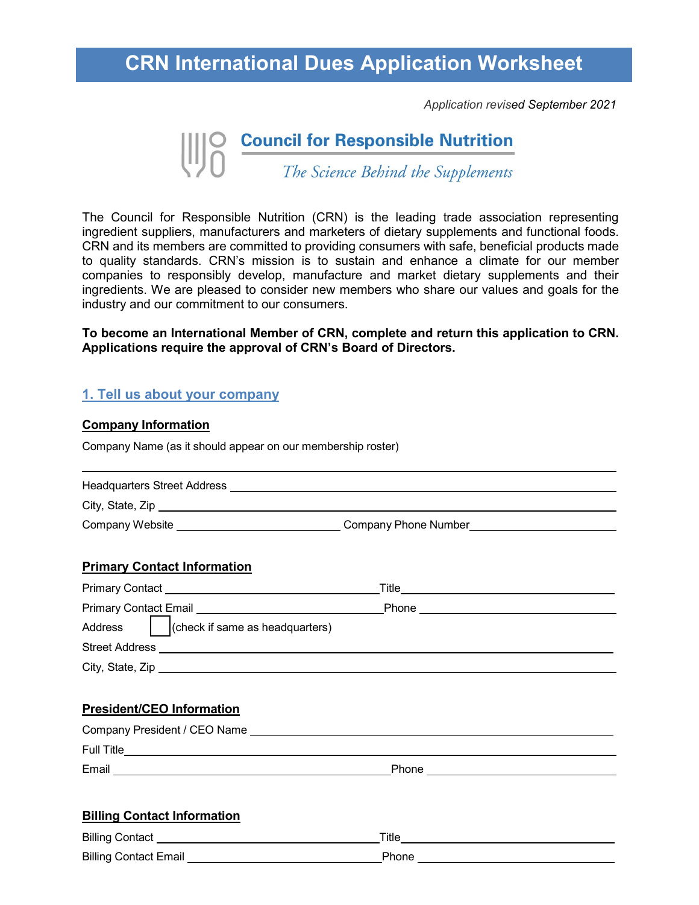# CRN International Dues Application Worksheet

*Application revised September 2021*

**Council for Responsible Nutrition**

*The Science Behind the Supplements*

The Council for Responsible Nutrition (CRN) is the leading trade association representing ingredient suppliers, manufacturers and marketers of dietary supplements and functional foods. CRN and its members are committed to providing consumers with safe, beneficial products made to quality standards. CRN's mission is to sustain and enhance a climate for our member companies to responsibly develop, manufacture and market dietary supplements and their ingredients. We are pleased to consider new members who share our values and goals for the industry and our commitment to our consumers.

**To become an International Member of CRN, complete and return this application to CRN. Applications require the approval of CRN's Board of Directors.**

## 1. Tell us about your company

### Company Information

Company Name (as it should appear on our membership roster)

\_\_\_\_\_\_\_\_\_\_\_\_\_\_\_\_\_\_\_\_\_\_\_\_\_\_\_\_\_\_\_\_\_\_\_\_\_\_\_\_

Headquarters Street Address \_\_\_\_\_\_\_\_\_\_\_\_\_\_\_\_\_\_\_\_

City, State, Zip \_\_\_\_\_\_\_\_\_\_\_\_\_\_\_\_\_\_\_\_

Company Website \_\_\_\_\_\_\_\_\_\_\_\_ Company Phone Number \_\_\_\_\_\_\_\_\_\_\_\_

### Primary Contact Information

Primary Contact \_\_\_\_\_\_\_\_\_\_\_\_ Title \_\_\_\_\_\_\_\_\_\_\_\_

Primary Contact Email \_\_\_\_\_\_\_\_\_\_\_\_ Phone \_\_\_\_\_\_\_\_\_\_\_\_

Address ☐ (check if same as headquarters)

Street Address \_\_\_\_\_\_\_\_\_\_\_\_\_\_\_\_\_\_\_\_

City, State, Zip \_\_\_\_\_\_\_\_\_\_\_\_\_\_\_\_\_\_\_\_

### President/CEO Information

Company President / CEO Name \_\_\_\_\_\_\_\_\_\_\_\_\_\_\_\_\_\_\_\_

Full Title \_\_\_\_\_\_\_\_\_\_\_\_\_\_\_\_\_\_\_\_

Email \_\_\_\_\_\_\_\_\_\_\_\_ Phone \_\_\_\_\_\_\_\_\_\_\_\_

### Billing Contact Information

Billing Contact \_\_\_\_\_\_\_\_\_\_\_\_ Title \_\_\_\_\_\_\_\_\_\_\_\_

Billing Contact Email \_\_\_\_\_\_\_\_\_\_\_\_ Phone \_\_\_\_\_\_\_\_\_\_\_\_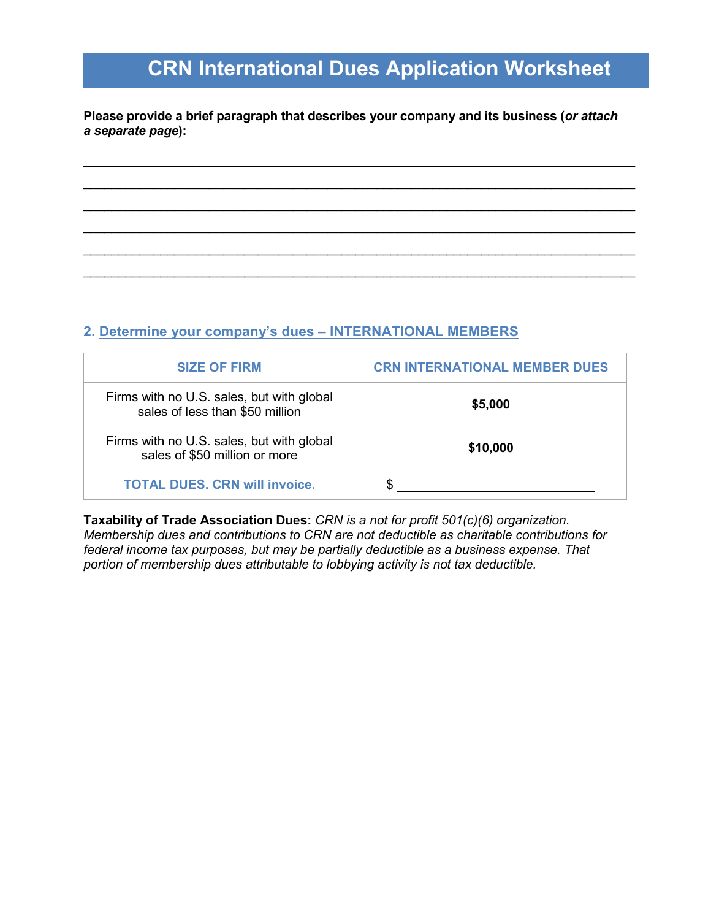# CRN International Dues Application Worksheet

**Please provide a brief paragraph that describes your company and its business (*or attach a separate page*):**

_______________________________________________________________________________

_______________________________________________________________________________

_______________________________________________________________________________

_______________________________________________________________________________

_______________________________________________________________________________

_______________________________________________________________________________

## 2. Determine your company's dues – INTERNATIONAL MEMBERS

| SIZE OF FIRM | CRN INTERNATIONAL MEMBER DUES |
|---|---|
| Firms with no U.S. sales, but with global sales of less than $50 million | **$5,000** |
| Firms with no U.S. sales, but with global sales of $50 million or more | **$10,000** |
| **TOTAL DUES. CRN will invoice.** | $ ____________________________ |

**Taxability of Trade Association Dues:** *CRN is a not for profit 501(c)(6) organization. Membership dues and contributions to CRN are not deductible as charitable contributions for federal income tax purposes, but may be partially deductible as a business expense. That portion of membership dues attributable to lobbying activity is not tax deductible.*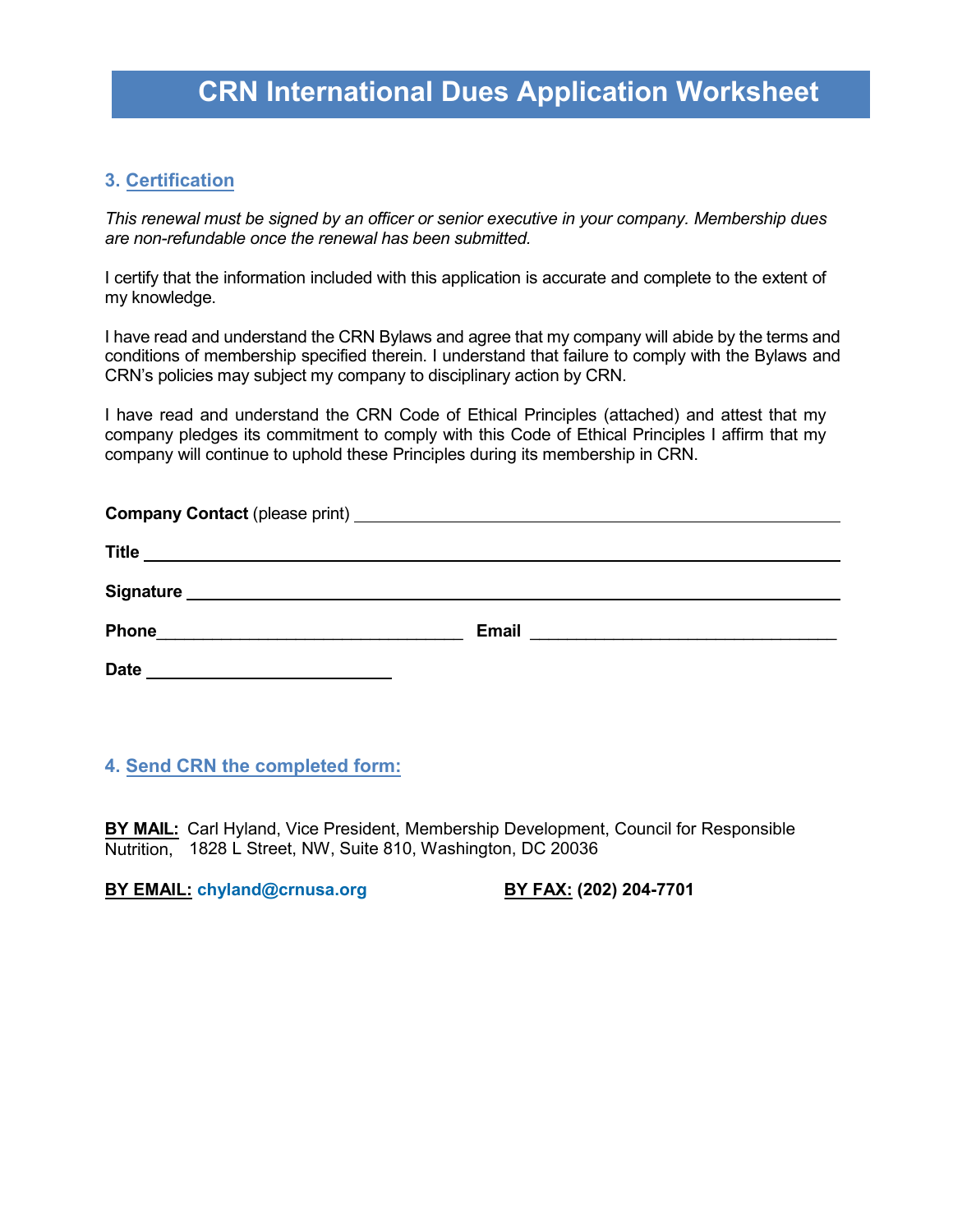# CRN International Dues Application Worksheet

### 3. Certification

*This renewal must be signed by an officer or senior executive in your company. Membership dues are non-refundable once the renewal has been submitted.*

I certify that the information included with this application is accurate and complete to the extent of my knowledge.

I have read and understand the CRN Bylaws and agree that my company will abide by the terms and conditions of membership specified therein. I understand that failure to comply with the Bylaws and CRN's policies may subject my company to disciplinary action by CRN.

I have read and understand the CRN Code of Ethical Principles (attached) and attest that my company pledges its commitment to comply with this Code of Ethical Principles I affirm that my company will continue to uphold these Principles during its membership in CRN.

**Company Contact** (please print) ______________________________________________

**Title** ______________________________________________________________

**Signature** __________________________________________________________

**Phone**_____________________________ **Email** _____________________________

**Date** _______________________

### 4. Send CRN the completed form:

**BY MAIL:** Carl Hyland, Vice President, Membership Development, Council for Responsible Nutrition, 1828 L Street, NW, Suite 810, Washington, DC 20036

**BY EMAIL:** **chyland@crnusa.org**

**BY FAX:** **(202) 204-7701**